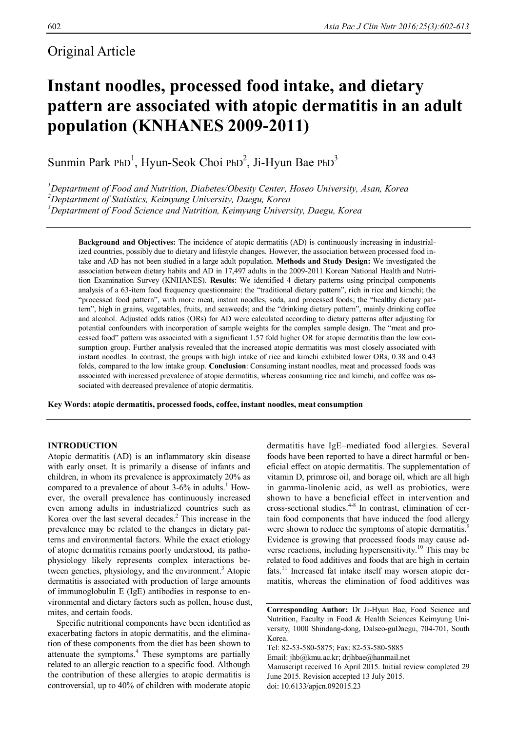Original Article

# Instant noodles, processed food intake, and dietary pattern are associated with atopic dermatitis in an adult population (KNHANES 2009-2011)

Sunmin Park PhD[1], Hyun-Seok Choi PhD[2], Ji-Hyun Bae PhD[3]

[1]Deptartment of Food and Nutrition, Diabetes/Obesity Center, Hoseo University, Asan, Korea
[2]Deptartment of Statistics, Keimyung University, Daegu, Korea
[3]Deptartment of Food Science and Nutrition, Keimyung University, Daegu, Korea

**Background and Objectives:** The incidence of atopic dermatitis (AD) is continuously increasing in industrialized countries, possibly due to dietary and lifestyle changes. However, the association between processed food intake and AD has not been studied in a large adult population. **Methods and Study Design:** We investigated the association between dietary habits and AD in 17,497 adults in the 2009-2011 Korean National Health and Nutrition Examination Survey (KNHANES). **Results**: We identified 4 dietary patterns using principal components analysis of a 63-item food frequency questionnaire: the "traditional dietary pattern", rich in rice and kimchi; the "processed food pattern", with more meat, instant noodles, soda, and processed foods; the "healthy dietary pattern", high in grains, vegetables, fruits, and seaweeds; and the "drinking dietary pattern", mainly drinking coffee and alcohol. Adjusted odds ratios (ORs) for AD were calculated according to dietary patterns after adjusting for potential confounders with incorporation of sample weights for the complex sample design. The "meat and processed food" pattern was associated with a significant 1.57 fold higher OR for atopic dermatitis than the low consumption group. Further analysis revealed that the increased atopic dermatitis was most closely associated with instant noodles. In contrast, the groups with high intake of rice and kimchi exhibited lower ORs, 0.38 and 0.43 folds, compared to the low intake group. **Conclusion**: Consuming instant noodles, meat and processed foods was associated with increased prevalence of atopic dermatitis, whereas consuming rice and kimchi, and coffee was associated with decreased prevalence of atopic dermatitis.

**Key Words: atopic dermatitis, processed foods, coffee, instant noodles, meat consumption**

## INTRODUCTION

Atopic dermatitis (AD) is an inflammatory skin disease with early onset. It is primarily a disease of infants and children, in whom its prevalence is approximately 20% as compared to a prevalence of about 3-6% in adults.[1] However, the overall prevalence has continuously increased even among adults in industrialized countries such as Korea over the last several decades.[2] This increase in the prevalence may be related to the changes in dietary patterns and environmental factors. While the exact etiology of atopic dermatitis remains poorly understood, its pathophysiology likely represents complex interactions between genetics, physiology, and the environment.[3] Atopic dermatitis is associated with production of large amounts of immunoglobulin E (IgE) antibodies in response to environmental and dietary factors such as pollen, house dust, mites, and certain foods.

Specific nutritional components have been identified as exacerbating factors in atopic dermatitis, and the elimination of these components from the diet has been shown to attenuate the symptoms.[4] These symptoms are partially related to an allergic reaction to a specific food. Although the contribution of these allergies to atopic dermatitis is controversial, up to 40% of children with moderate atopic dermatitis have IgE–mediated food allergies. Several foods have been reported to have a direct harmful or beneficial effect on atopic dermatitis. The supplementation of vitamin D, primrose oil, and borage oil, which are all high in gamma-linolenic acid, as well as probiotics, were shown to have a beneficial effect in intervention and cross-sectional studies.[4-8] In contrast, elimination of certain food components that have induced the food allergy were shown to reduce the symptoms of atopic dermatitis.[9] Evidence is growing that processed foods may cause adverse reactions, including hypersensitivity.[10] This may be related to food additives and foods that are high in certain fats.[11] Increased fat intake itself may worsen atopic dermatitis, whereas the elimination of food additives was

**Corresponding Author:** Dr Ji-Hyun Bae, Food Science and Nutrition, Faculty in Food & Health Sciences Keimyung University, 1000 Shindang-dong, Dalseo-guDaegu, 704-701, South Korea.
Tel: 82-53-580-5875; Fax: 82-53-580-5885
Email: jhb@kmu.ac.kr; drjhbae@hanmail.net
Manuscript received 16 April 2015. Initial review completed 29 June 2015. Revision accepted 13 July 2015.
doi: 10.6133/apjcn.092015.23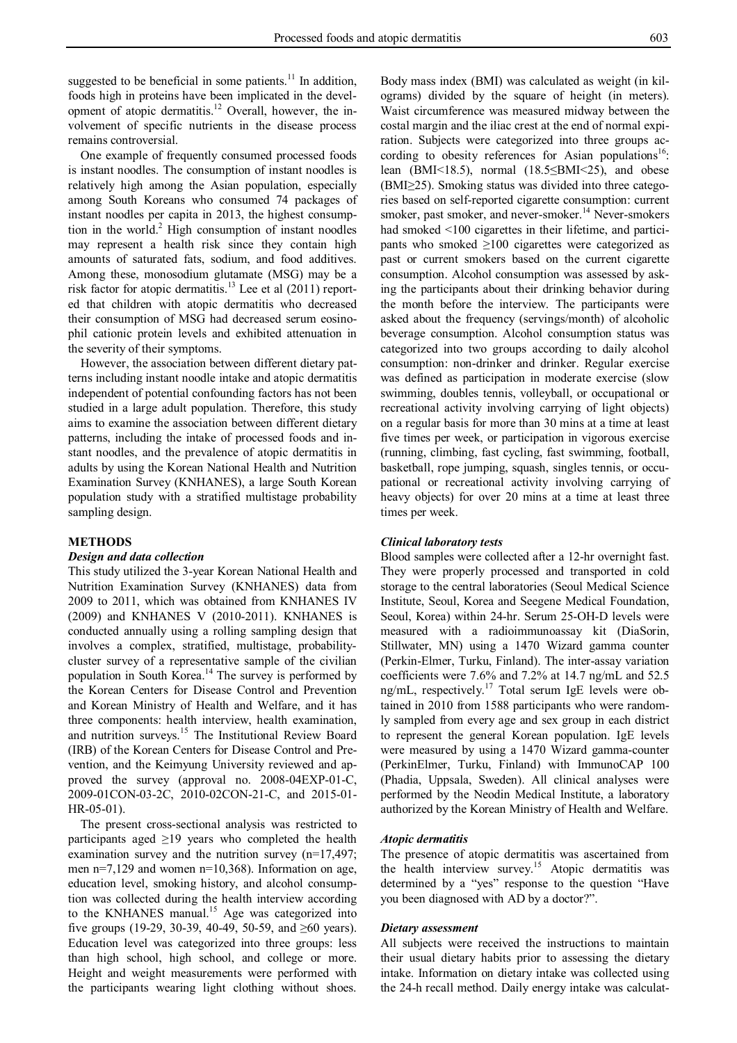suggested to be beneficial in some patients.[11] In addition, foods high in proteins have been implicated in the development of atopic dermatitis.[12] Overall, however, the involvement of specific nutrients in the disease process remains controversial.

One example of frequently consumed processed foods is instant noodles. The consumption of instant noodles is relatively high among the Asian population, especially among South Koreans who consumed 74 packages of instant noodles per capita in 2013, the highest consumption in the world.[2] High consumption of instant noodles may represent a health risk since they contain high amounts of saturated fats, sodium, and food additives. Among these, monosodium glutamate (MSG) may be a risk factor for atopic dermatitis.[13] Lee et al (2011) reported that children with atopic dermatitis who decreased their consumption of MSG had decreased serum eosinophil cationic protein levels and exhibited attenuation in the severity of their symptoms.

However, the association between different dietary patterns including instant noodle intake and atopic dermatitis independent of potential confounding factors has not been studied in a large adult population. Therefore, this study aims to examine the association between different dietary patterns, including the intake of processed foods and instant noodles, and the prevalence of atopic dermatitis in adults by using the Korean National Health and Nutrition Examination Survey (KNHANES), a large South Korean population study with a stratified multistage probability sampling design.

## METHODS

### *Design and data collection*

This study utilized the 3-year Korean National Health and Nutrition Examination Survey (KNHANES) data from 2009 to 2011, which was obtained from KNHANES IV (2009) and KNHANES V (2010-2011). KNHANES is conducted annually using a rolling sampling design that involves a complex, stratified, multistage, probability-cluster survey of a representative sample of the civilian population in South Korea.[14] The survey is performed by the Korean Centers for Disease Control and Prevention and Korean Ministry of Health and Welfare, and it has three components: health interview, health examination, and nutrition surveys.[15] The Institutional Review Board (IRB) of the Korean Centers for Disease Control and Prevention, and the Keimyung University reviewed and approved the survey (approval no. 2008-04EXP-01-C, 2009-01CON-03-2C, 2010-02CON-21-C, and 2015-01-HR-05-01).

The present cross-sectional analysis was restricted to participants aged ≥19 years who completed the health examination survey and the nutrition survey (n=17,497; men n=7,129 and women n=10,368). Information on age, education level, smoking history, and alcohol consumption was collected during the health interview according to the KNHANES manual.[15] Age was categorized into five groups (19-29, 30-39, 40-49, 50-59, and ≥60 years). Education level was categorized into three groups: less than high school, high school, and college or more. Height and weight measurements were performed with the participants wearing light clothing without shoes. Body mass index (BMI) was calculated as weight (in kilograms) divided by the square of height (in meters). Waist circumference was measured midway between the costal margin and the iliac crest at the end of normal expiration. Subjects were categorized into three groups according to obesity references for Asian populations[16]: lean (BMI<18.5), normal (18.5≤BMI<25), and obese (BMI≥25). Smoking status was divided into three categories based on self-reported cigarette consumption: current smoker, past smoker, and never-smoker.[14] Never-smokers had smoked <100 cigarettes in their lifetime, and participants who smoked ≥100 cigarettes were categorized as past or current smokers based on the current cigarette consumption. Alcohol consumption was assessed by asking the participants about their drinking behavior during the month before the interview. The participants were asked about the frequency (servings/month) of alcoholic beverage consumption. Alcohol consumption status was categorized into two groups according to daily alcohol consumption: non-drinker and drinker. Regular exercise was defined as participation in moderate exercise (slow swimming, doubles tennis, volleyball, or occupational or recreational activity involving carrying of light objects) on a regular basis for more than 30 mins at a time at least five times per week, or participation in vigorous exercise (running, climbing, fast cycling, fast swimming, football, basketball, rope jumping, squash, singles tennis, or occupational or recreational activity involving carrying of heavy objects) for over 20 mins at a time at least three times per week.

### *Clinical laboratory tests*

Blood samples were collected after a 12-hr overnight fast. They were properly processed and transported in cold storage to the central laboratories (Seoul Medical Science Institute, Seoul, Korea and Seegene Medical Foundation, Seoul, Korea) within 24-hr. Serum 25-OH-D levels were measured with a radioimmunoassay kit (DiaSorin, Stillwater, MN) using a 1470 Wizard gamma counter (Perkin-Elmer, Turku, Finland). The inter-assay variation coefficients were 7.6% and 7.2% at 14.7 ng/mL and 52.5 ng/mL, respectively.[17] Total serum IgE levels were obtained in 2010 from 1588 participants who were randomly sampled from every age and sex group in each district to represent the general Korean population. IgE levels were measured by using a 1470 Wizard gamma-counter (PerkinElmer, Turku, Finland) with ImmunoCAP 100 (Phadia, Uppsala, Sweden). All clinical analyses were performed by the Neodin Medical Institute, a laboratory authorized by the Korean Ministry of Health and Welfare.

### *Atopic dermatitis*

The presence of atopic dermatitis was ascertained from the health interview survey.[15] Atopic dermatitis was determined by a "yes" response to the question "Have you been diagnosed with AD by a doctor?".

### *Dietary assessment*

All subjects were received the instructions to maintain their usual dietary habits prior to assessing the dietary intake. Information on dietary intake was collected using the 24-h recall method. Daily energy intake was calculat-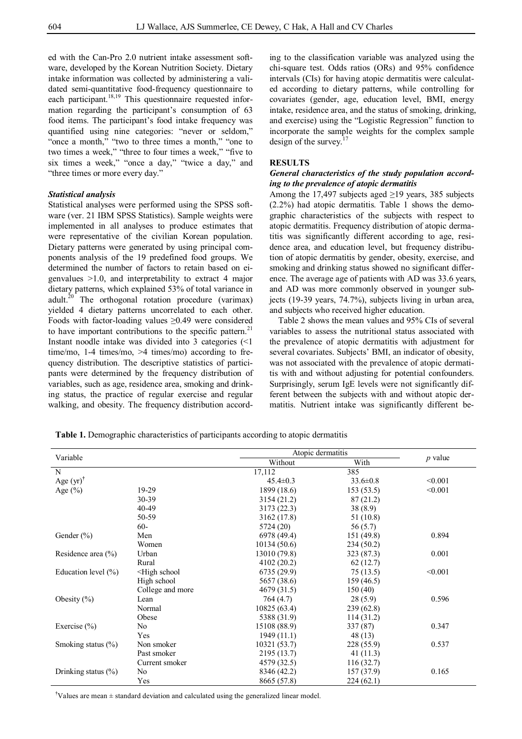ed with the Can-Pro 2.0 nutrient intake assessment software, developed by the Korean Nutrition Society. Dietary intake information was collected by administering a validated semi-quantitative food-frequency questionnaire to each participant.[18,19] This questionnaire requested information regarding the participant's consumption of 63 food items. The participant's food intake frequency was quantified using nine categories: "never or seldom," "once a month," "two to three times a month," "one to two times a week," "three to four times a week," "five to six times a week," "once a day," "twice a day," and "three times or more every day."

### *Statistical analysis*

Statistical analyses were performed using the SPSS software (ver. 21 IBM SPSS Statistics). Sample weights were implemented in all analyses to produce estimates that were representative of the civilian Korean population. Dietary patterns were generated by using principal components analysis of the 19 predefined food groups. We determined the number of factors to retain based on eigenvalues >1.0, and interpretability to extract 4 major dietary patterns, which explained 53% of total variance in adult.[20] The orthogonal rotation procedure (varimax) yielded 4 dietary patterns uncorrelated to each other. Foods with factor-loading values ≥0.49 were considered to have important contributions to the specific pattern.[21] Instant noodle intake was divided into 3 categories (<1 time/mo, 1-4 times/mo, >4 times/mo) according to frequency distribution. The descriptive statistics of participants were determined by the frequency distribution of variables, such as age, residence area, smoking and drinking status, the practice of regular exercise and regular walking, and obesity. The frequency distribution according to the classification variable was analyzed using the chi-square test. Odds ratios (ORs) and 95% confidence intervals (CIs) for having atopic dermatitis were calculated according to dietary patterns, while controlling for covariates (gender, age, education level, BMI, energy intake, residence area, and the status of smoking, drinking, and exercise) using the "Logistic Regression" function to incorporate the sample weights for the complex sample design of the survey.[17]

## RESULTS

### *General characteristics of the study population according to the prevalence of atopic dermatitis*

Among the 17,497 subjects aged ≥19 years, 385 subjects (2.2%) had atopic dermatitis. Table 1 shows the demographic characteristics of the subjects with respect to atopic dermatitis. Frequency distribution of atopic dermatitis was significantly different according to age, residence area, and education level, but frequency distribution of atopic dermatitis by gender, obesity, exercise, and smoking and drinking status showed no significant difference. The average age of patients with AD was 33.6 years, and AD was more commonly observed in younger subjects (19-39 years, 74.7%), subjects living in urban area, and subjects who received higher education.

Table 2 shows the mean values and 95% CIs of several variables to assess the nutritional status associated with the prevalence of atopic dermatitis with adjustment for several covariates. Subjects' BMI, an indicator of obesity, was not associated with the prevalence of atopic dermatitis with and without adjusting for potential confounders. Surprisingly, serum IgE levels were not significantly different between the subjects with and without atopic dermatitis. Nutrient intake was significantly different be-

**Table 1.** Demographic characteristics of participants according to atopic dermatitis

| Variable | | Atopic dermatitis | | *p* value |
|---|---|---|---|---|
| | | Without | With | |
| N | | 17,112 | 385 | |
| Age (yr)[†] | | 45.4±0.3 | 33.6±0.8 | <0.001 |
| Age (%) | 19-29 | 1899 (18.6) | 153 (53.5) | <0.001 |
| | 30-39 | 3154 (21.2) | 87 (21.2) | |
| | 40-49 | 3173 (22.3) | 38 (8.9) | |
| | 50-59 | 3162 (17.8) | 51 (10.8) | |
| | 60- | 5724 (20) | 56 (5.7) | |
| Gender (%) | Men | 6978 (49.4) | 151 (49.8) | 0.894 |
| | Women | 10134 (50.6) | 234 (50.2) | |
| Residence area (%) | Urban | 13010 (79.8) | 323 (87.3) | 0.001 |
| | Rural | 4102 (20.2) | 62 (12.7) | |
| Education level (%) | <High school | 6735 (29.9) | 75 (13.5) | <0.001 |
| | High school | 5657 (38.6) | 159 (46.5) | |
| | College and more | 4679 (31.5) | 150 (40) | |
| Obesity (%) | Lean | 764 (4.7) | 28 (5.9) | 0.596 |
| | Normal | 10825 (63.4) | 239 (62.8) | |
| | Obese | 5388 (31.9) | 114 (31.2) | |
| Exercise (%) | No | 15108 (88.9) | 337 (87) | 0.347 |
| | Yes | 1949 (11.1) | 48 (13) | |
| Smoking status (%) | Non smoker | 10321 (53.7) | 228 (55.9) | 0.537 |
| | Past smoker | 2195 (13.7) | 41 (11.3) | |
| | Current smoker | 4579 (32.5) | 116 (32.7) | |
| Drinking status (%) | No | 8346 (42.2) | 157 (37.9) | 0.165 |
| | Yes | 8665 (57.8) | 224 (62.1) | |

[†]Values are mean ± standard deviation and calculated using the generalized linear model.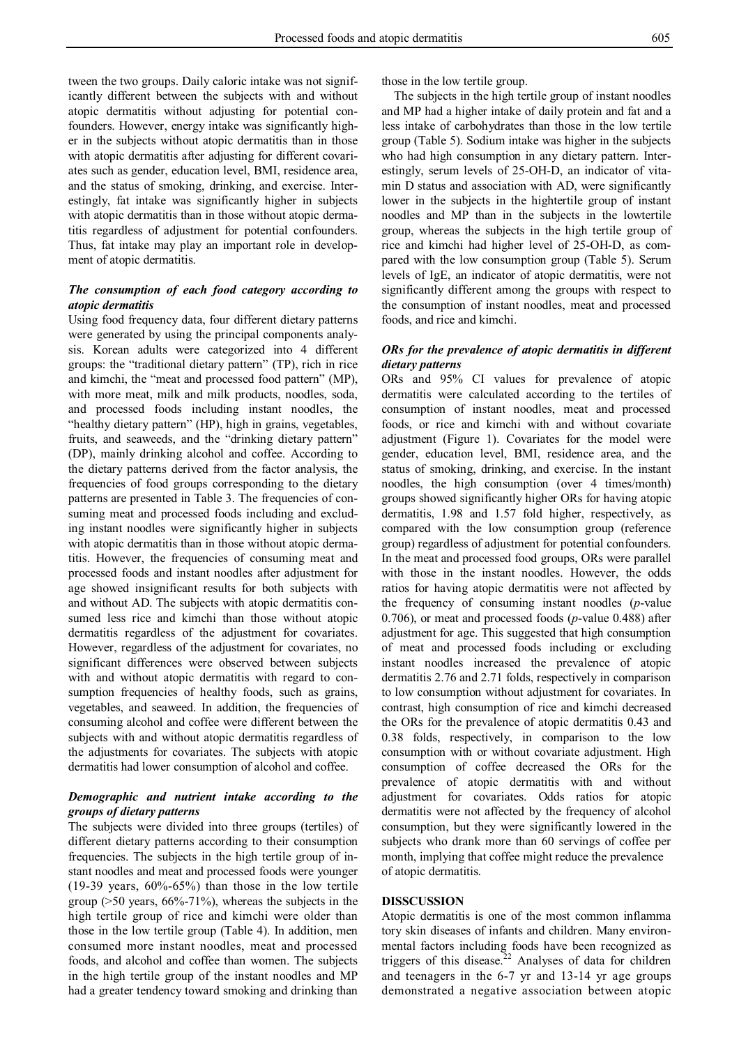tween the two groups. Daily caloric intake was not significantly different between the subjects with and without atopic dermatitis without adjusting for potential confounders. However, energy intake was significantly higher in the subjects without atopic dermatitis than in those with atopic dermatitis after adjusting for different covariates such as gender, education level, BMI, residence area, and the status of smoking, drinking, and exercise. Interestingly, fat intake was significantly higher in subjects with atopic dermatitis than in those without atopic dermatitis regardless of adjustment for potential confounders. Thus, fat intake may play an important role in development of atopic dermatitis.

### *The consumption of each food category according to atopic dermatitis*

Using food frequency data, four different dietary patterns were generated by using the principal components analysis. Korean adults were categorized into 4 different groups: the "traditional dietary pattern" (TP), rich in rice and kimchi, the "meat and processed food pattern" (MP), with more meat, milk and milk products, noodles, soda, and processed foods including instant noodles, the "healthy dietary pattern" (HP), high in grains, vegetables, fruits, and seaweeds, and the "drinking dietary pattern" (DP), mainly drinking alcohol and coffee. According to the dietary patterns derived from the factor analysis, the frequencies of food groups corresponding to the dietary patterns are presented in Table 3. The frequencies of consuming meat and processed foods including and excluding instant noodles were significantly higher in subjects with atopic dermatitis than in those without atopic dermatitis. However, the frequencies of consuming meat and processed foods and instant noodles after adjustment for age showed insignificant results for both subjects with and without AD. The subjects with atopic dermatitis consumed less rice and kimchi than those without atopic dermatitis regardless of the adjustment for covariates. However, regardless of the adjustment for covariates, no significant differences were observed between subjects with and without atopic dermatitis with regard to consumption frequencies of healthy foods, such as grains, vegetables, and seaweed. In addition, the frequencies of consuming alcohol and coffee were different between the subjects with and without atopic dermatitis regardless of the adjustments for covariates. The subjects with atopic dermatitis had lower consumption of alcohol and coffee.

### *Demographic and nutrient intake according to the groups of dietary patterns*

The subjects were divided into three groups (tertiles) of different dietary patterns according to their consumption frequencies. The subjects in the high tertile group of instant noodles and meat and processed foods were younger (19-39 years, 60%-65%) than those in the low tertile group (>50 years, 66%-71%), whereas the subjects in the high tertile group of rice and kimchis were older than those in the low tertile group (Table 4). In addition, men consumed more instant noodles, meat and processed foods, and alcohol and coffee than women. The subjects in the high tertile group of the instant noodles and MP had a greater tendency toward smoking and drinking than those in the low tertile group.

The subjects in the high tertile group of instant noodles and MP had a higher intake of daily protein and fat and a less intake of carbohydrates than those in the low tertile group (Table 5). Sodium intake was higher in the subjects who had high consumption in any dietary pattern. Interestingly, serum levels of 25-OH-D, an indicator of vitamin D status and association with AD, were significantly lower in the subjects in the hightertile group of instant noodles and MP than in the subjects in the lowtertile group, whereas the subjects in the high tertile group of rice and kimchi had higher level of 25-OH-D, as compared with the low consumption group (Table 5). Serum levels of IgE, an indicator of atopic dermatitis, were not significantly different among the groups with respect to the consumption of instant noodles, meat and processed foods, and rice and kimchi.

### *ORs for the prevalence of atopic dermatitis in different dietary patterns*

ORs and 95% CI values for prevalence of atopic dermatitis were calculated according to the tertiles of consumption of instant noodles, meat and processed foods, or rice and kimchi with and without covariate adjustment (Figure 1). Covariates for the model were gender, education level, BMI, residence area, and the status of smoking, drinking, and exercise. In the instant noodles, the high consumption (over 4 times/month) groups showed significantly higher ORs for having atopic dermatitis, 1.98 and 1.57 fold higher, respectively, as compared with the low consumption group (reference group) regardless of adjustment for potential confounders. In the meat and processed food groups, ORs were parallel with those in the instant noodles. However, the odds ratios for having atopic dermatitis were not affected by the frequency of consuming instant noodles (*p*-value 0.706), or meat and processed foods (*p*-value 0.488) after adjustment for age. This suggested that high consumption of meat and processed foods including or excluding instant noodles increased the prevalence of atopic dermatitis 2.76 and 2.71 folds, respectively in comparison to low consumption without adjustment for covariates. In contrast, high consumption of rice and kimchi decreased the ORs for the prevalence of atopic dermatitis 0.43 and 0.38 folds, respectively, in comparison to the low consumption with or without covariate adjustment. High consumption of coffee decreased the ORs for the prevalence of atopic dermatitis with and without adjustment for covariates. Odds ratios for atopic dermatitis were not affected by the frequency of alcohol consumption, but they were significantly lowered in the subjects who drank more than 60 servings of coffee per month, implying that coffee might reduce the prevalence of atopic dermatitis.

## DISSCUSSION

Atopic dermatitis is one of the most common inflammatory skin diseases of infants and children. Many environmental factors including foods have been recognized as triggers of this disease.[22] Analyses of data for children and teenagers in the 6-7 yr and 13-14 yr age groups demonstrated a negative association between atopic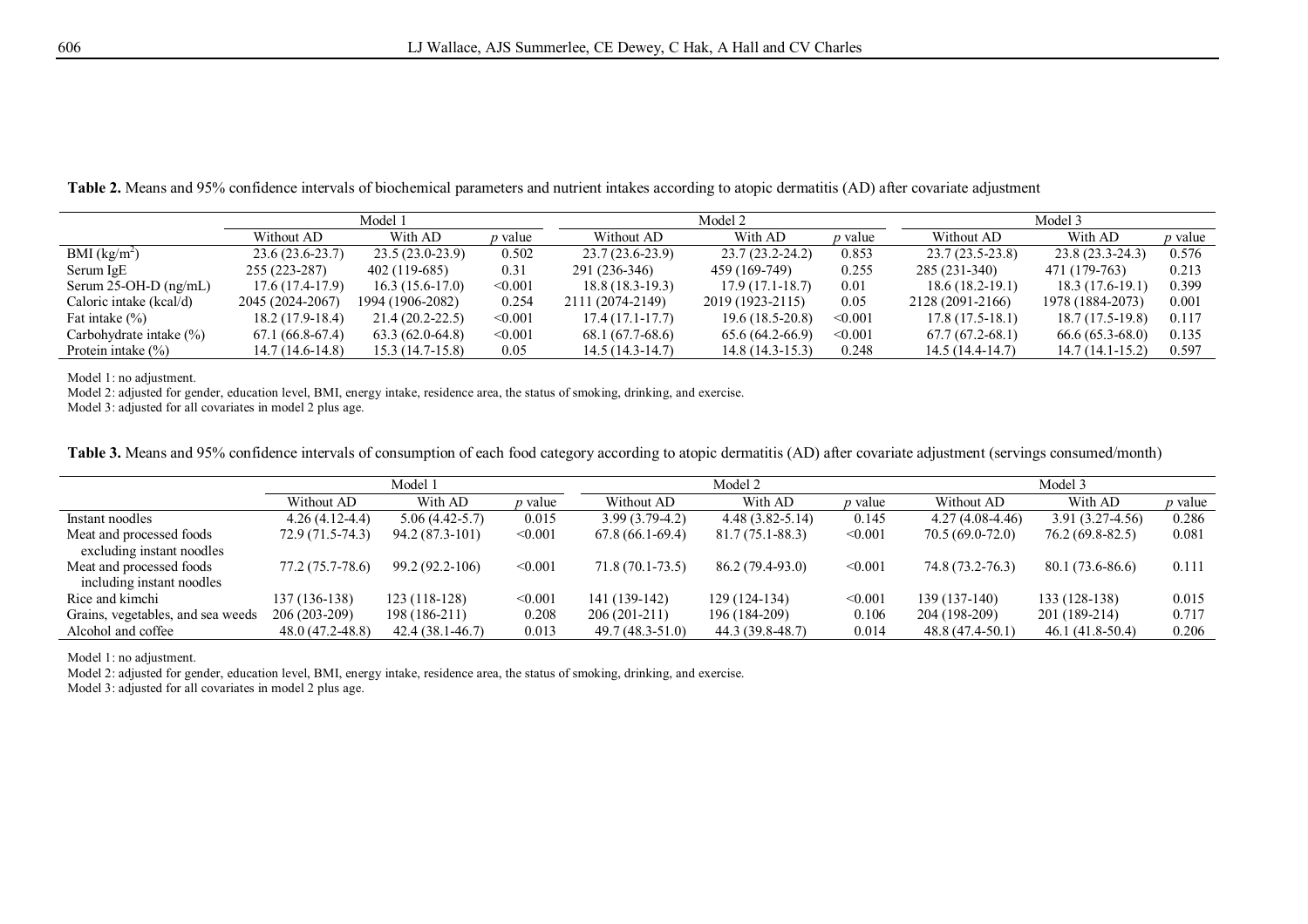**Table 2.** Means and 95% confidence intervals of biochemical parameters and nutrient intakes according to atopic dermatitis (AD) after covariate adjustment

| | Model 1 | | | Model 2 | | | Model 3 | | |
|---|---|---|---|---|---|---|---|---|---|
| | Without AD | With AD | *p* value | Without AD | With AD | *p* value | Without AD | With AD | *p* value |
| BMI (kg/m$^2$) | 23.6 (23.6-23.7) | 23.5 (23.0-23.9) | 0.502 | 23.7 (23.6-23.9) | 23.7 (23.2-24.2) | 0.853 | 23.7 (23.5-23.8) | 23.8 (23.3-24.3) | 0.576 |
| Serum IgE | 255 (223-287) | 402 (119-685) | 0.31 | 291 (236-346) | 459 (169-749) | 0.255 | 285 (231-340) | 471 (179-763) | 0.213 |
| Serum 25-OH-D (ng/mL) | 17.6 (17.4-17.9) | 16.3 (15.6-17.0) | <0.001 | 18.8 (18.3-19.3) | 17.9 (17.1-18.7) | 0.01 | 18.6 (18.2-19.1) | 18.3 (17.6-19.1) | 0.399 |
| Caloric intake (kcal/d) | 2045 (2024-2067) | 1994 (1906-2082) | 0.254 | 2111 (2074-2149) | 2019 (1923-2115) | 0.05 | 2128 (2091-2166) | 1978 (1884-2073) | 0.001 |
| Fat intake (%) | 18.2 (17.9-18.4) | 21.4 (20.2-22.5) | <0.001 | 17.4 (17.1-17.7) | 19.6 (18.5-20.8) | <0.001 | 17.8 (17.5-18.1) | 18.7 (17.5-19.8) | 0.117 |
| Carbohydrate intake (%) | 67.1 (66.8-67.4) | 63.3 (62.0-64.8) | <0.001 | 68.1 (67.7-68.6) | 65.6 (64.2-66.9) | <0.001 | 67.7 (67.2-68.1) | 66.6 (65.3-68.0) | 0.135 |
| Protein intake (%) | 14.7 (14.6-14.8) | 15.3 (14.7-15.8) | 0.05 | 14.5 (14.3-14.7) | 14.8 (14.3-15.3) | 0.248 | 14.5 (14.4-14.7) | 14.7 (14.1-15.2) | 0.597 |

Model 1: no adjustment.
Model 2: adjusted for gender, education level, BMI, energy intake, residence area, the status of smoking, drinking, and exercise.
Model 3: adjusted for all covariates in model 2 plus age.

**Table 3.** Means and 95% confidence intervals of consumption of each food category according to atopic dermatitis (AD) after covariate adjustment (servings consumed/month)

| | Model 1 | | | Model 2 | | | Model 3 | | |
|---|---|---|---|---|---|---|---|---|---|
| | Without AD | With AD | *p* value | Without AD | With AD | *p* value | Without AD | With AD | *p* value |
| Instant noodles | 4.26 (4.12-4.4) | 5.06 (4.42-5.7) | 0.015 | 3.99 (3.79-4.2) | 4.48 (3.82-5.14) | 0.145 | 4.27 (4.08-4.46) | 3.91 (3.27-4.56) | 0.286 |
| Meat and processed foods excluding instant noodles | 72.9 (71.5-74.3) | 94.2 (87.3-101) | <0.001 | 67.8 (66.1-69.4) | 81.7 (75.1-88.3) | <0.001 | 70.5 (69.0-72.0) | 76.2 (69.8-82.5) | 0.081 |
| Meat and processed foods including instant noodles | 77.2 (75.7-78.6) | 99.2 (92.2-106) | <0.001 | 71.8 (70.1-73.5) | 86.2 (79.4-93.0) | <0.001 | 74.8 (73.2-76.3) | 80.1 (73.6-86.6) | 0.111 |
| Rice and kimchi | 137 (136-138) | 123 (118-128) | <0.001 | 141 (139-142) | 129 (124-134) | <0.001 | 139 (137-140) | 133 (128-138) | 0.015 |
| Grains, vegetables, and sea weeds | 206 (203-209) | 198 (186-211) | 0.208 | 206 (201-211) | 196 (184-209) | 0.106 | 204 (198-209) | 201 (189-214) | 0.717 |
| Alcohol and coffee | 48.0 (47.2-48.8) | 42.4 (38.1-46.7) | 0.013 | 49.7 (48.3-51.0) | 44.3 (39.8-48.7) | 0.014 | 48.8 (47.4-50.1) | 46.1 (41.8-50.4) | 0.206 |

Model 1: no adjustment.
Model 2: adjusted for gender, education level, BMI, energy intake, residence area, the status of smoking, drinking, and exercise.
Model 3: adjusted for all covariates in model 2 plus age.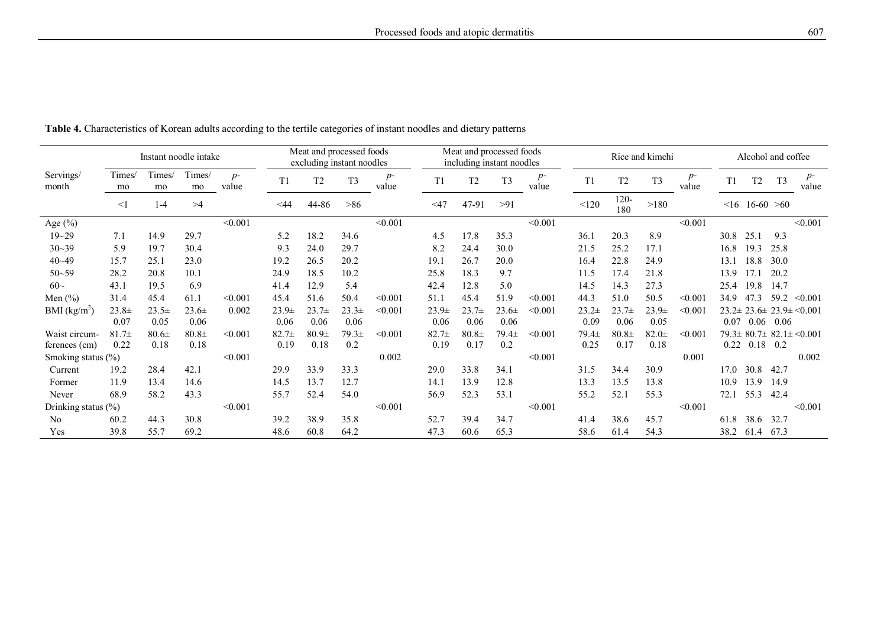**Table 4.** Characteristics of Korean adults according to the tertile categories of instant noodles and dietary patterns

| | Instant noodle intake | | | | Meat and processed foods excluding instant noodles | | | | Meat and processed foods including instant noodles | | | | Rice and kimchi | | | | Alcohol and coffee | | | |
|---|---|---|---|---|---|---|---|---|---|---|---|---|---|---|---|---|---|---|---|---|
| Servings/month | Times/mo | Times/mo | Times/mo | *p*-value | T1 | T2 | T3 | *p*-value | T1 | T2 | T3 | *p*-value | T1 | T2 | T3 | *p*-value | T1 | T2 | T3 | *p*-value |
| | <1 | 1-4 | >4 | | <44 | 44-86 | >86 | | <47 | 47-91 | >91 | | <120 | 120-180 | >180 | | <16 | 16-60 | >60 | |
| Age (%) | | | | <0.001 | | | | <0.001 | | | | <0.001 | | | | <0.001 | | | | <0.001 |
| 19~29 | 7.1 | 14.9 | 29.7 | | 5.2 | 18.2 | 34.6 | | 4.5 | 17.8 | 35.3 | | 36.1 | 20.3 | 8.9 | | 30.8 | 25.1 | 9.3 | |
| 30~39 | 5.9 | 19.7 | 30.4 | | 9.3 | 24.0 | 29.7 | | 8.2 | 24.4 | 30.0 | | 21.5 | 25.2 | 17.1 | | 16.8 | 19.3 | 25.8 | |
| 40~49 | 15.7 | 25.1 | 23.0 | | 19.2 | 26.5 | 20.2 | | 19.1 | 26.7 | 20.0 | | 16.4 | 22.8 | 24.9 | | 13.1 | 18.8 | 30.0 | |
| 50~59 | 28.2 | 20.8 | 10.1 | | 24.9 | 18.5 | 10.2 | | 25.8 | 18.3 | 9.7 | | 11.5 | 17.4 | 21.8 | | 13.9 | 17.1 | 20.2 | |
| 60~ | 43.1 | 19.5 | 6.9 | | 41.4 | 12.9 | 5.4 | | 42.4 | 12.8 | 5.0 | | 14.5 | 14.3 | 27.3 | | 25.4 | 19.8 | 14.7 | |
| Men (%) | 31.4 | 45.4 | 61.1 | <0.001 | 45.4 | 51.6 | 50.4 | <0.001 | 51.1 | 45.4 | 51.9 | <0.001 | 44.3 | 51.0 | 50.5 | <0.001 | 34.9 | 47.3 | 59.2 | <0.001 |
| BMI ($kg/m^2$) | 23.8± 0.07 | 23.5± 0.05 | 23.6± 0.06 | 0.002 | 23.9± 0.06 | 23.7± 0.06 | 23.3± 0.06 | <0.001 | 23.9± 0.06 | 23.7± 0.06 | 23.6± 0.06 | <0.001 | 23.2± 0.09 | 23.7± 0.06 | 23.9± 0.05 | <0.001 | 23.2± 0.07 | 23.6± 0.06 | 23.9± 0.06 | <0.001 |
| Waist circumferences (cm) | 81.7± 0.22 | 80.6± 0.18 | 80.8± 0.18 | <0.001 | 82.7± 0.19 | 80.9± 0.18 | 79.3± 0.2 | <0.001 | 82.7± 0.19 | 80.8± 0.17 | 79.4± 0.2 | <0.001 | 79.4± 0.25 | 80.8± 0.17 | 82.0± 0.18 | <0.001 | 79.3± 0.22 | 80.7± 0.18 | 82.1± 0.2 | <0.001 |
| Smoking status (%) | | | | <0.001 | | | | 0.002 | | | | <0.001 | | | | 0.001 | | | | 0.002 |
| Current | 19.2 | 28.4 | 42.1 | | 29.9 | 33.9 | 33.3 | | 29.0 | 33.8 | 34.1 | | 31.5 | 34.4 | 30.9 | | 17.0 | 30.8 | 42.7 | |
| Former | 11.9 | 13.4 | 14.6 | | 14.5 | 13.7 | 12.7 | | 14.1 | 13.9 | 12.8 | | 13.3 | 13.5 | 13.8 | | 10.9 | 13.9 | 14.9 | |
| Never | 68.9 | 58.2 | 43.3 | | 55.7 | 52.4 | 54.0 | | 56.9 | 52.3 | 53.1 | | 55.2 | 52.1 | 55.3 | | 72.1 | 55.3 | 42.4 | |
| Drinking status (%) | | | | <0.001 | | | | <0.001 | | | | <0.001 | | | | <0.001 | | | | <0.001 |
| No | 60.2 | 44.3 | 30.8 | | 39.2 | 38.9 | 35.8 | | 52.7 | 39.4 | 34.7 | | 41.4 | 38.6 | 45.7 | | 61.8 | 38.6 | 32.7 | |
| Yes | 39.8 | 55.7 | 69.2 | | 48.6 | 60.8 | 64.2 | | 47.3 | 60.6 | 65.3 | | 58.6 | 61.4 | 54.3 | | 38.2 | 61.4 | 67.3 | |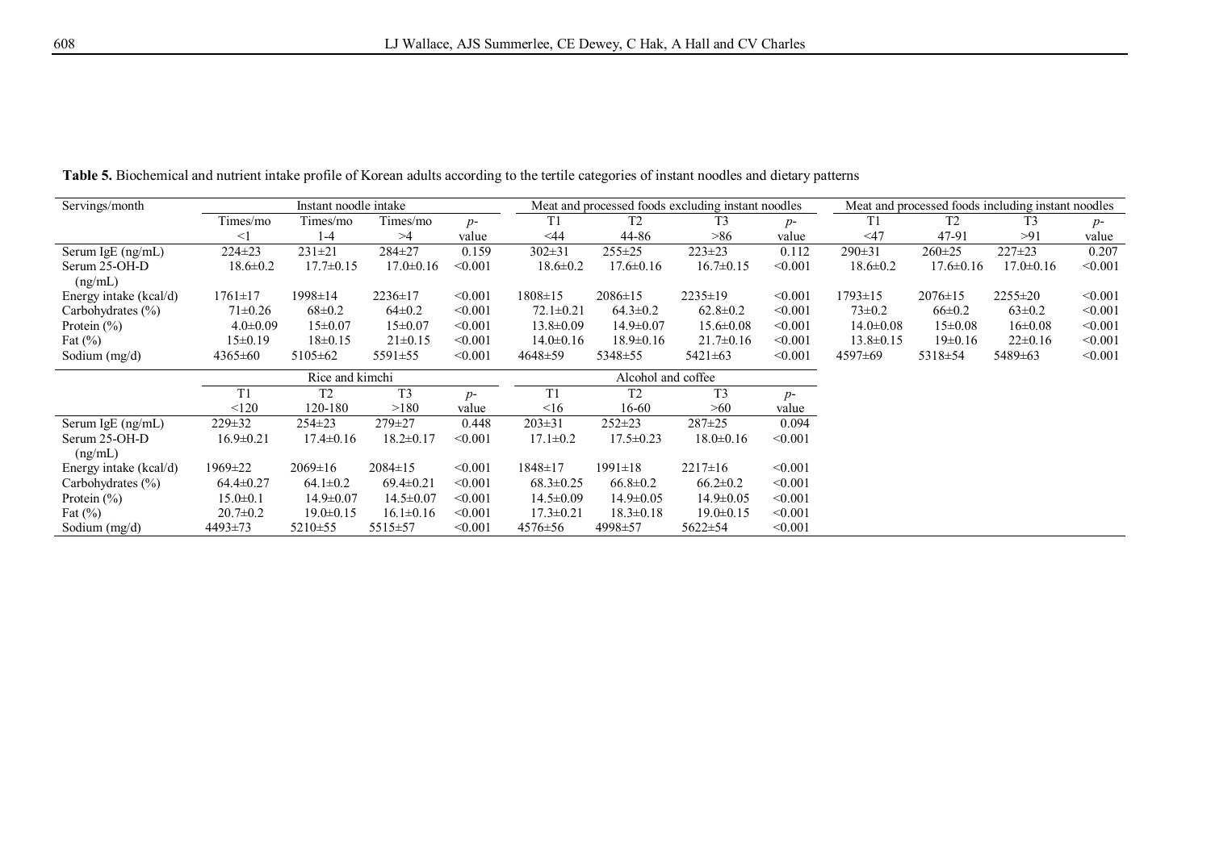**Table 5.** Biochemical and nutrient intake profile of Korean adults according to the tertile categories of instant noodles and dietary patterns

| Servings/month | Instant noodle intake | | | | Meat and processed foods excluding instant noodles | | | | Meat and processed foods including instant noodles | | | |
|---|---|---|---|---|---|---|---|---|---|---|---|---|
| | Times/mo <1 | Times/mo 1-4 | Times/mo >4 | $p$-value | T1 <44 | T2 44-86 | T3 >86 | $p$-value | T1 <47 | T2 47-91 | T3 >91 | $p$-value |
| Serum IgE (ng/mL) | 224±23 | 231±21 | 284±27 | 0.159 | 302±31 | 255±25 | 223±23 | 0.112 | 290±31 | 260±25 | 227±23 | 0.207 |
| Serum 25-OH-D (ng/mL) | 18.6±0.2 | 17.7±0.15 | 17.0±0.16 | <0.001 | 18.6±0.2 | 17.6±0.16 | 16.7±0.15 | <0.001 | 18.6±0.2 | 17.6±0.16 | 17.0±0.16 | <0.001 |
| Energy intake (kcal/d) | 1761±17 | 1998±14 | 2236±17 | <0.001 | 1808±15 | 2086±15 | 2235±19 | <0.001 | 1793±15 | 2076±15 | 2255±20 | <0.001 |
| Carbohydrates (%) | 71±0.26 | 68±0.2 | 64±0.2 | <0.001 | 72.1±0.21 | 64.3±0.2 | 62.8±0.2 | <0.001 | 73±0.2 | 66±0.2 | 63±0.2 | <0.001 |
| Protein (%) | 4.0±0.09 | 15±0.07 | 15±0.07 | <0.001 | 13.8±0.09 | 14.9±0.07 | 15.6±0.08 | <0.001 | 14.0±0.08 | 15±0.08 | 16±0.08 | <0.001 |
| Fat (%) | 15±0.19 | 18±0.15 | 21±0.15 | <0.001 | 14.0±0.16 | 18.9±0.16 | 21.7±0.16 | <0.001 | 13.8±0.15 | 19±0.16 | 22±0.16 | <0.001 |
| Sodium (mg/d) | 4365±60 | 5105±62 | 5591±55 | <0.001 | 4648±59 | 5348±55 | 5421±63 | <0.001 | 4597±69 | 5318±54 | 5489±63 | <0.001 |

| | Rice and kimchi | | | | Alcohol and coffee | | | |
|---|---|---|---|---|---|---|---|---|
| | T1 <120 | T2 120-180 | T3 >180 | $p$-value | T1 <16 | T2 16-60 | T3 >60 | $p$-value |
| Serum IgE (ng/mL) | 229±32 | 254±23 | 279±27 | 0.448 | 203±31 | 252±23 | 287±25 | 0.094 |
| Serum 25-OH-D (ng/mL) | 16.9±0.21 | 17.4±0.16 | 18.2±0.17 | <0.001 | 17.1±0.2 | 17.5±0.23 | 18.0±0.16 | <0.001 |
| Energy intake (kcal/d) | 1969±22 | 2069±16 | 2084±15 | <0.001 | 1848±17 | 1991±18 | 2217±16 | <0.001 |
| Carbohydrates (%) | 64.4±0.27 | 64.1±0.2 | 69.4±0.21 | <0.001 | 68.3±0.25 | 66.8±0.2 | 66.2±0.2 | <0.001 |
| Protein (%) | 15.0±0.1 | 14.9±0.07 | 14.5±0.07 | <0.001 | 14.5±0.09 | 14.9±0.05 | 14.9±0.05 | <0.001 |
| Fat (%) | 20.7±0.2 | 19.0±0.15 | 16.1±0.16 | <0.001 | 17.3±0.21 | 18.3±0.18 | 19.0±0.15 | <0.001 |
| Sodium (mg/d) | 4493±73 | 5210±55 | 5515±57 | <0.001 | 4576±56 | 4998±57 | 5622±54 | <0.001 |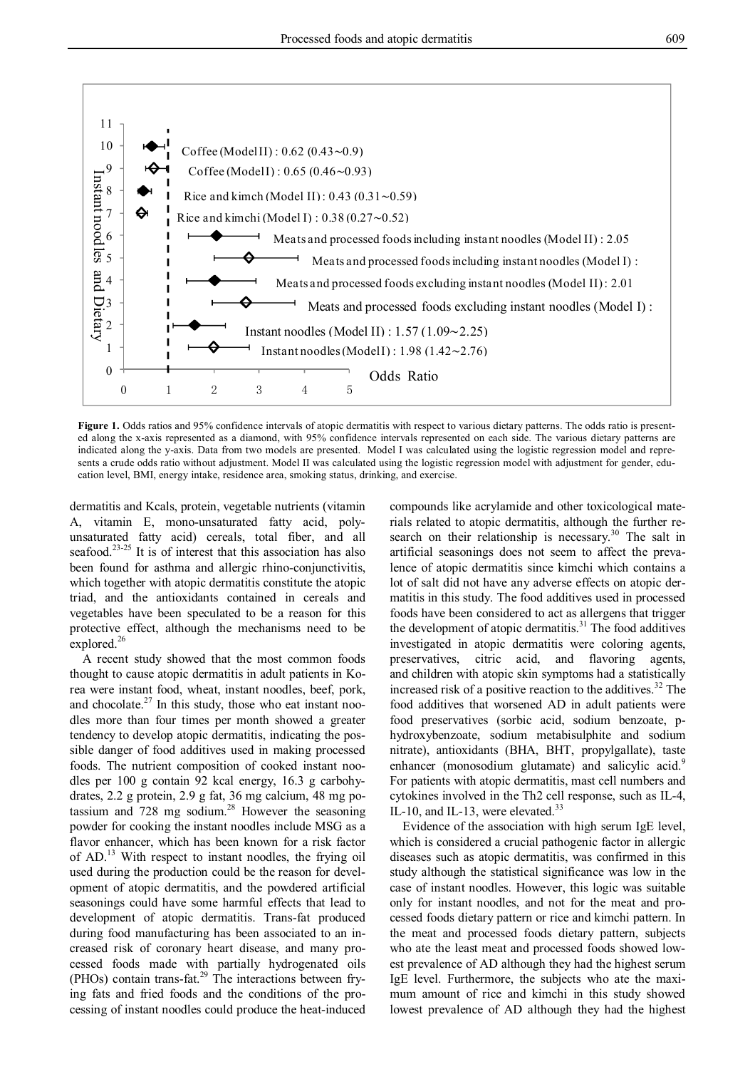**Figure 1.** Odds ratios and 95% confidence intervals of atopic dermatitis with respect to various dietary patterns. The odds ratio is presented along the x-axis represented as a diamond, with 95% confidence intervals represented on each side. The various dietary patterns are indicated along the y-axis. Data from two models are presented. Model I was calculated using the logistic regression model and represents a crude odds ratio without adjustment. Model II was calculated using the logistic regression model with adjustment for gender, education level, BMI, energy intake, residence area, smoking status, drinking, and exercise.

dermatitis and Kcals, protein, vegetable nutrients (vitamin A, vitamin E, mono-unsaturated fatty acid, poly-unsaturated fatty acid) cereals, total fiber, and all seafood.[23-25] It is of interest that this association has also been found for asthma and allergic rhino-conjunctivitis, which together with atopic dermatitis constitute the atopic triad, and the antioxidants contained in cereals and vegetables have been speculated to be a reason for this protective effect, although the mechanisms need to be explored.[26]

A recent study showed that the most common foods thought to cause atopic dermatitis in adult patients in Korea were instant food, wheat, instant noodles, beef, pork, and chocolate.[27] In this study, those who eat instant noodles more than four times per month showed a greater tendency to develop atopic dermatitis, indicating the possible danger of food additives used in making processed foods. The nutrient composition of cooked instant noodles per 100 g contain 92 kcal energy, 16.3 g carbohydrates, 2.2 g protein, 2.9 g fat, 36 mg calcium, 48 mg potassium and 728 mg sodium.[28] However the seasoning powder for cooking the instant noodles include MSG as a flavor enhancer, which has been known for a risk factor of AD.[13] With respect to instant noodles, the frying oil used during the production could be the reason for development of atopic dermatitis, and the powdered artificial seasonings could have some harmful effects that lead to development of atopic dermatitis. Trans-fat produced during food manufacturing has been associated to an increased risk of coronary heart disease, and many processed foods made with partially hydrogenated oils (PHOs) contain trans-fat.[29] The interactions between frying fats and fried foods and the conditions of the processing of instant noodles could produce the heat-induced compounds like acrylamide and other toxicological materials related to atopic dermatitis, although the further research on their relationship is necessary.[30] The salt in artificial seasonings does not seem to affect the prevalence of atopic dermatitis since kimchi which contains a lot of salt did not have any adverse effects on atopic dermatitis in this study. The food additives used in processed foods have been considered to act as allergens that trigger the development of atopic dermatitis.[31] The food additives investigated in atopic dermatitis were coloring agents, preservatives, citric acid, and flavoring agents, and children with atopic skin symptoms had a statistically increased risk of a positive reaction to the additives.[32] The food additives that worsened AD in adult patients were food preservatives (sorbic acid, sodium benzoate, p-hydroxybenzoate, sodium metabisulphite and sodium nitrate), antioxidants (BHA, BHT, propylgallate), taste enhancer (monosodium glutamate) and salicylic acid.[9] For patients with atopic dermatitis, mast cell numbers and cytokines involved in the Th2 cell response, such as IL-4, IL-10, and IL-13, were elevated.[33]

Evidence of the association with high serum IgE level, which is considered a crucial pathogenic factor in allergic diseases such as atopic dermatitis, was confirmed in this study although the statistical significance was low in the case of instant noodles. However, this logic was suitable only for instant noodles, and not for the meat and processed foods dietary pattern or rice and kimchi pattern. In the meat and processed foods dietary pattern, subjects who ate the least meat and processed foods showed lowest prevalence of AD although they had the highest serum IgE level. Furthermore, the subjects who ate the maximum amount of rice and kimchi in this study showed lowest prevalence of AD although they had the highest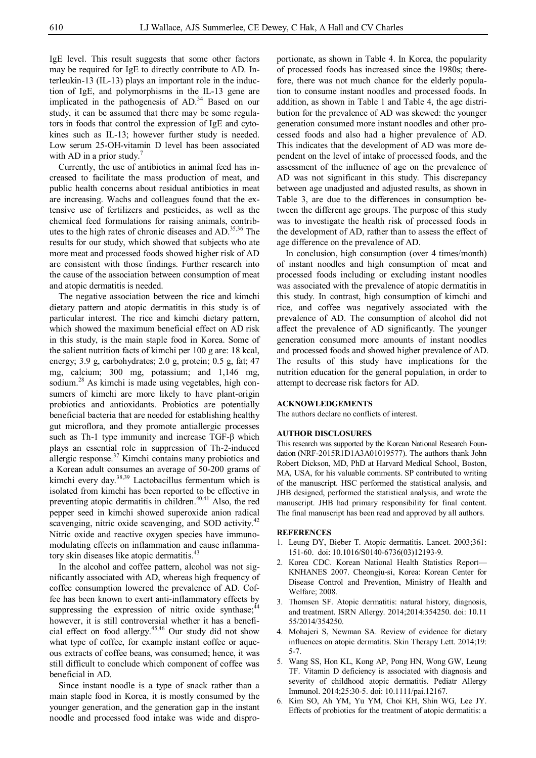IgE level. This result suggests that some other factors may be required for IgE to directly contribute to AD. Interleukin-13 (IL-13) plays an important role in the induction of IgE, and polymorphisms in the IL-13 gene are implicated in the pathogenesis of AD.[34] Based on our study, it can be assumed that there may be some regulators in foods that control the expression of IgE and cytokines such as IL-13; however further study is needed. Low serum 25-OH-vitamin D level has been associated with AD in a prior study.[7]

Currently, the use of antibiotics in animal feed has increased to facilitate the mass production of meat, and public health concerns about residual antibiotics in meat are increasing. Wachs and colleagues found that the extensive use of fertilizers and pesticides, as well as the chemical feed formulations for raising animals, contributes to the high rates of chronic diseases and AD.[35,36] The results for our study, which showed that subjects who ate more meat and processed foods showed higher risk of AD are consistent with those findings. Further research into the cause of the association between consumption of meat and atopic dermatitis is needed.

The negative association between the rice and kimchi dietary pattern and atopic dermatitis in this study is of particular interest. The rice and kimchi dietary pattern, which showed the maximum beneficial effect on AD risk in this study, is the main staple food in Korea. Some of the salient nutrition facts of kimchi per 100 g are: 18 kcal, energy; 3.9 g, carbohydrates; 2.0 g, protein; 0.5 g, fat; 47 mg, calcium; 300 mg, potassium; and 1,146 mg, sodium.[28] As kimchi is made using vegetables, high consumers of kimchi are more likely to have plant-origin probiotics and antioxidants. Probiotics are potentially beneficial bacteria that are needed for establishing healthy gut microflora, and they promote antiallergic processes such as Th-1 type immunity and increase TGF-β which plays an essential role in suppression of Th-2-induced allergic response.[37] Kimchi contains many probiotics and a Korean adult consumes an average of 50-200 grams of kimchi every day.[38,39] Lactobacillus fermentum which is isolated from kimchi has been reported to be effective in preventing atopic dermatitis in children.[40,41] Also, the red pepper seed in kimchi showed superoxide anion radical scavenging, nitric oxide scavenging, and SOD activity.[42] Nitric oxide and reactive oxygen species have immunomodulating effects on inflammation and cause inflammatory skin diseases like atopic dermatitis.[43]

In the alcohol and coffee pattern, alcohol was not significantly associated with AD, whereas high frequency of coffee consumption lowered the prevalence of AD. Coffee has been known to exert anti-inflammatory effects by suppressing the expression of nitric oxide synthase;[44] however, it is still controversial whether it has a beneficial effect on food allergy.[45,46] Our study did not show what type of coffee, for example instant coffee or aqueous extracts of coffee beans, was consumed; hence, it was still difficult to conclude which component of coffee was beneficial in AD.

Since instant noodle is a type of snack rather than a main staple food in Korea, it is mostly consumed by the younger generation, and the generation gap in the instant noodle and processed food intake was wide and disproportionate, as shown in Table 4. In Korea, the popularity of processed foods has increased since the 1980s; therefore, there was not much chance for the elderly population to consume instant noodles and processed foods. In addition, as shown in Table 1 and Table 4, the age distribution for the prevalence of AD was skewed: the younger generation consumed more instant noodles and other processed foods and also had a higher prevalence of AD. This indicates that the development of AD was more dependent on the level of intake of processed foods, and the assessment of the influence of age on the prevalence of AD was not significant in this study. This discrepancy between age unadjusted and adjusted results, as shown in Table 3, are due to the differences in consumption between the different age groups. The purpose of this study was to investigate the health risk of processed foods in the development of AD, rather than to assess the effect of age difference on the prevalence of AD.

In conclusion, high consumption (over 4 times/month) of instant noodles and high consumption of meat and processed foods including or excluding instant noodles was associated with the prevalence of atopic dermatitis in this study. In contrast, high consumption of kimchi and rice, and coffee was negatively associated with the prevalence of AD. The consumption of alcohol did not affect the prevalence of AD significantly. The younger generation consumed more amounts of instant noodles and processed foods and showed higher prevalence of AD. The results of this study have implications for the nutrition education for the general population, in order to attempt to decrease risk factors for AD.

## ACKNOWLEDGEMENTS

The authors declare no conflicts of interest.

## AUTHOR DISCLOSURES

This research was supported by the Korean National Research Foundation (NRF-2015R1D1A3A01019577). The authors thank John Robert Dickson, MD, PhD at Harvard Medical School, Boston, MA, USA, for his valuable comments. SP contributed to writing of the manuscript. HSC performed the statistical analysis, and JHB designed, performed the statistical analysis, and wrote the manuscript. JHB had primary responsibility for final content. The final manuscript has been read and approved by all authors.

## REFERENCES

1. Leung DY, Bieber T. Atopic dermatitis. Lancet. 2003;361: 151-60. doi: 10.1016/S0140-6736(03)12193-9.
2. Korea CDC. Korean National Health Statistics Report—KNHANES 2007. Cheongju-si, Korea: Korean Center for Disease Control and Prevention, Ministry of Health and Welfare; 2008.
3. Thomsen SF. Atopic dermatitis: natural history, diagnosis, and treatment. ISRN Allergy. 2014;2014:354250. doi: 10.11 55/2014/354250.
4. Mohajeri S, Newman SA. Review of evidence for dietary influences on atopic dermatitis. Skin Therapy Lett. 2014;19: 5-7.
5. Wang SS, Hon KL, Kong AP, Pong HN, Wong GW, Leung TF. Vitamin D deficiency is associated with diagnosis and severity of childhood atopic dermatitis. Pediatr Allergy Immunol. 2014;25:30-5. doi: 10.1111/pai.12167.
6. Kim SO, Ah YM, Yu YM, Choi KH, Shin WG, Lee JY. Effects of probiotics for the treatment of atopic dermatitis: a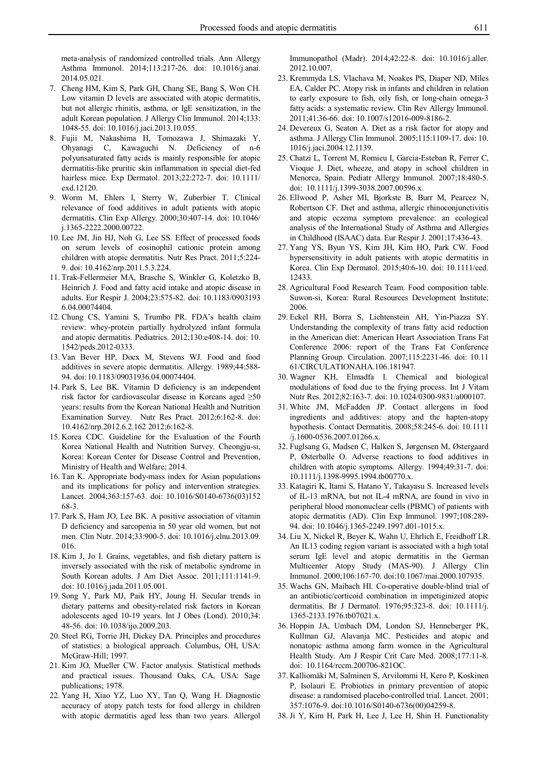meta-analysis of randomized controlled trials. Ann Allergy Asthma Immunol. 2014;113:217-26. doi: 10.1016/j.anai.2014.05.021.

7. Cheng HM, Kim S, Park GH, Chang SE, Bang S, Won CH. Low vitamin D levels are associated with atopic dermatitis, but not allergic rhinitis, asthma, or IgE sensitization, in the adult Korean population. J Allergy Clin Immunol. 2014;133:1048-55. doi: 10.1016/j.jaci.2013.10.055.
8. Fujii M, Nakashima H, Tomozawa J, Shimazaki Y, Ohyanagi C, Kawaguchi N. Deficiency of n-6 polyunsaturated fatty acids is mainly responsible for atopic dermatitis-like pruritic skin inflammation in special diet-fed hairless mice. Exp Dermatol. 2013;22:272-7. doi: 10.1111/exd.12120.
9. Worm M, Ehlers I, Sterry W, Zuberbier T. Clinical relevance of food additives in adult patients with atopic dermatitis. Clin Exp Allergy. 2000;30:407-14. doi: 10.1046/j.1365-2222.2000.00722.
10. Lee JM, Jin HJ, Noh G, Lee SS. Effect of processed foods on serum levels of eosinophil cationic protein among children with atopic dermatitis. Nutr Res Pract. 2011;5:224-9. doi: 10.4162/nrp.2011.5.3.224.
11. Trak-Fellermeier MA, Brasche S, Winkler G, Koletzko B, Heinrich J. Food and fatty acid intake and atopic disease in adults. Eur Respir J. 2004;23:575-82. doi: 10.1183/09031936.04.00074404.
12. Chung CS, Yamini S, Trumbo PR. FDA's health claim review: whey-protein partially hydrolyzed infant formula and atopic dermatitis. Pediatrics. 2012;130:e408-14. doi: 10.1542/peds.2012-0333.
13. Van Bever HP, Docx M, Stevens WJ. Food and food additives in severe atopic dermatitis. Allergy. 1989;44:588-94. doi: 10.1183/09031936.04.00074404.
14. Park S, Lee BK. Vitamin D deficiency is an independent risk factor for cardiovascular disease in Koreans aged ≥50 years: results from the Korean National Health and Nutrition Examination Survey. Nutr Res Pract. 2012;6:162-8. doi: 10.4162/nrp.2012.6.2.162 2012;6:162-8.
15. Korea CDC. Guideline for the Evaluation of the Fourth Korea National Health and Nutrition Survey. Cheongju-si, Korea: Korean Center for Disease Control and Prevention, Ministry of Health and Welfare; 2014.
16. Tan K. Appropriate body-mass index for Asian populations and its implications for policy and intervention strategies. Lancet. 2004;363:157-63. doi: 10.1016/S0140-6736(03)15268-3.
17. Park S, Ham JO, Lee BK. A positive association of vitamin D deficiency and sarcopenia in 50 year old women, but not men. Clin Nutr. 2014;33:900-5. doi: 10.1016/j.clnu.2013.09.016.
18. Kim J, Jo I. Grains, vegetables, and fish dietary pattern is inversely associated with the risk of metabolic syndrome in South Korean adults. J Am Diet Assoc. 2011;111:1141-9. doi: 10.1016/j.jada.2011.05.001.
19. Song Y, Park MJ, Paik HY, Joung H. Secular trends in dietary patterns and obesity-related risk factors in Korean adolescents aged 10-19 years. Int J Obes (Lond). 2010;34:48-56. doi: 10.1038/ijo.2009.203.
20. Steel RG, Torrie JH, Dickey DA. Principles and procedures of statistics: a biological approach. Columbus, OH, USA: McGraw-Hill; 1997.
21. Kim JO, Mueller CW. Factor analysis. Statistical methods and practical issues. Thousand Oaks, CA, USA: Sage publications; 1978.
22. Yang H, Xiao YZ, Luo XY, Tan Q, Wang H. Diagnostic accuracy of atopy patch tests for food allergy in children with atopic dermatitis aged less than two years. Allergol Immunopathol (Madr). 2014;42:22-8. doi: 10.1016/j.aller.2012.10.007.
23. Kremmyda LS, Vlachava M, Noakes PS, Diaper ND, Miles EA, Calder PC. Atopy risk in infants and children in relation to early exposure to fish, oily fish, or long-chain omega-3 fatty acids: a systematic review. Clin Rev Allergy Immunol. 2011;41:36-66. doi: 10.1007/s12016-009-8186-2.
24. Devereux G, Seaton A. Diet as a risk factor for atopy and asthma. J Allergy Clin Immunol. 2005;115:1109-17. doi: 10.1016/j.jaci.2004.12.1139.
25. Chatzi L, Torrent M, Romieu I, Garcia-Esteban R, Ferrer C, Vioque J. Diet, wheeze, and atopy in school children in Menorca, Spain. Pediatr Allergy Immunol. 2007;18:480-5. doi: 10.1111/j.1399-3038.2007.00596.x.
26. Ellwood P, Asher MI, Bjorkste B, Burr M, Pearcez N, Robertson CF. Diet and asthma, allergic rhinoconjunctivitis and atopic eczema symptom prevalence: an ecological analysis of the International Study of Asthma and Allergies in Childhood (ISAAC) data. Eur Respir J. 2001;17:436-43.
27. Yang YS, Byun YS, Kim JH, Kim HO, Park CW. Food hypersensitivity in adult patients with atopic dermatitis in Korea. Clin Exp Dermatol. 2015;40:6-10. doi: 10.1111/ced.12433.
28. Agricultural Food Research Team. Food composition table. Suwon-si, Korea: Rural Resources Development Institute; 2006.
29. Eckel RH, Borra S, Lichtenstein AH, Yin-Piazza SY. Understanding the complexity of trans fatty acid reduction in the American diet: American Heart Association Trans Fat Conference 2006: report of the Trans Fat Conference Planning Group. Circulation. 2007;115:2231-46. doi: 10.1161/CIRCULATIONAHA.106.181947.
30. Wagner KH, Elmadfa I. Chemical and biological modulations of food due to the frying process. Int J Vitam Nutr Res. 2012;82:163-7. doi: 10.1024/0300-9831/a000107.
31. White JM, McFadden JP. Contact allergens in food ingredients and additives: atopy and the hapten-atopy hypothesis. Contact Dermatitis. 2008;58:245-6. doi: 10.1111/j.1600-0536.2007.01266.x.
32. Fuglsang G, Madsen C, Halken S, Jørgensen M, Østergaard P, Østerballe O. Adverse reactions to food additives in children with atopic symptoms. Allergy. 1994;49:31-7. doi: 10.1111/j.1398-9995.1994.tb00770.x.
33. Katagiri K, Itami S, Hatano Y, Takayasu S. Increased levels of IL-13 mRNA, but not IL-4 mRNA, are found in vivo in peripheral blood mononuclear cells (PBMC) of patients with atopic dermatitis (AD). Clin Exp Immunol. 1997;108:289-94. doi: 10.1046/j.1365-2249.1997.d01-1015.x.
34. Liu X, Nickel R, Beyer K, Wahn U, Ehrlich E, Freidhoff LR. An IL13 coding region variant is associated with a high total serum IgE level and atopic dermatitis in the German Multicenter Atopy Study (MAS-90). J Allergy Clin Immunol. 2000;106:167-70. doi:10.1067/mai.2000.107935.
35. Wachs GN, Maibach HI. Co-operative double-blind trial of an antibiotic/corticoid combination in impetiginized atopic dermatitis. Br J Dermatol. 1976;95:323-8. doi: 10.1111/j.1365-2133.1976.tb07021.x.
36. Hoppin JA, Umbach DM, London SJ, Henneberger PK, Kullman GJ, Alavanja MC. Pesticides and atopic and nonatopic asthma among farm women in the Agricultural Health Study. Am J Respir Crit Care Med. 2008;177:11-8. doi: 10.1164/rccm.200706-821OC.
37. Kalliomäki M, Salminen S, Arvilommi H, Kero P, Koskinen P, Isolauri E. Probiotics in primary prevention of atopic disease: a randomised placebo-controlled trial. Lancet. 2001;357:1076-9. doi:10.1016/S0140-6736(00)04259-8.
38. Ji Y, Kim H, Park H, Lee J, Lee H, Shin H. Functionality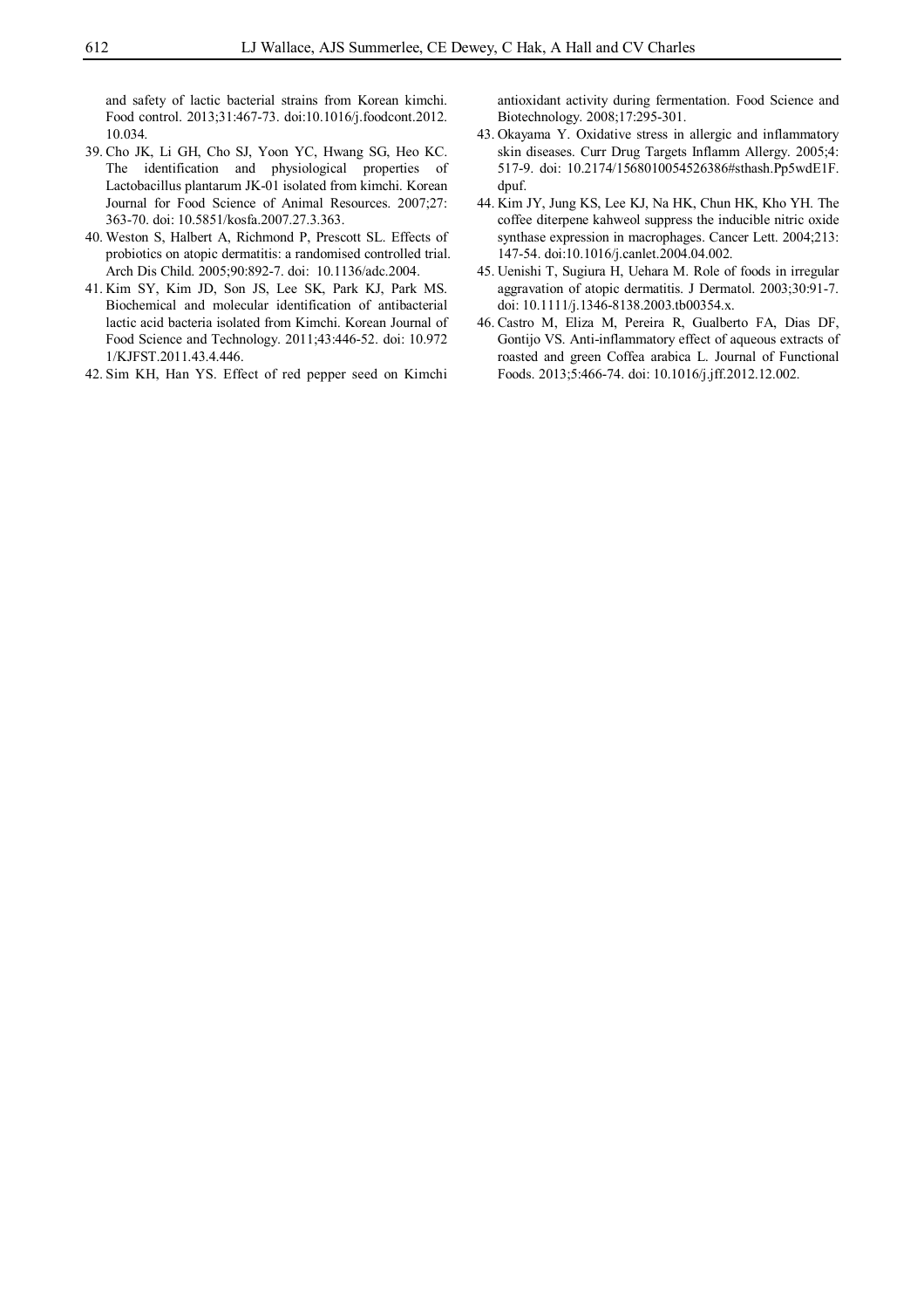and safety of lactic bacterial strains from Korean kimchi. Food control. 2013;31:467-73. doi:10.1016/j.foodcont.2012.10.034.

39. Cho JK, Li GH, Cho SJ, Yoon YC, Hwang SG, Heo KC. The identification and physiological properties of Lactobacillus plantarum JK-01 isolated from kimchi. Korean Journal for Food Science of Animal Resources. 2007;27: 363-70. doi: 10.5851/kosfa.2007.27.3.363.
40. Weston S, Halbert A, Richmond P, Prescott SL. Effects of probiotics on atopic dermatitis: a randomised controlled trial. Arch Dis Child. 2005;90:892-7. doi: 10.1136/adc.2004.
41. Kim SY, Kim JD, Son JS, Lee SK, Park KJ, Park MS. Biochemical and molecular identification of antibacterial lactic acid bacteria isolated from Kimchi. Korean Journal of Food Science and Technology. 2011;43:446-52. doi: 10.9721/KJFST.2011.43.4.446.
42. Sim KH, Han YS. Effect of red pepper seed on Kimchi antioxidant activity during fermentation. Food Science and Biotechnology. 2008;17:295-301.
43. Okayama Y. Oxidative stress in allergic and inflammatory skin diseases. Curr Drug Targets Inflamm Allergy. 2005;4: 517-9. doi: 10.2174/1568010054526386#sthash.Pp5wdE1F.dpuf.
44. Kim JY, Jung KS, Lee KJ, Na HK, Chun HK, Kho YH. The coffee diterpene kahweol suppress the inducible nitric oxide synthase expression in macrophages. Cancer Lett. 2004;213: 147-54. doi:10.1016/j.canlet.2004.04.002.
45. Uenishi T, Sugiura H, Uehara M. Role of foods in irregular aggravation of atopic dermatitis. J Dermatol. 2003;30:91-7. doi: 10.1111/j.1346-8138.2003.tb00354.x.
46. Castro M, Eliza M, Pereira R, Gualberto FA, Dias DF, Gontijo VS. Anti-inflammatory effect of aqueous extracts of roasted and green Coffea arabica L. Journal of Functional Foods. 2013;5:466-74. doi: 10.1016/j.jff.2012.12.002.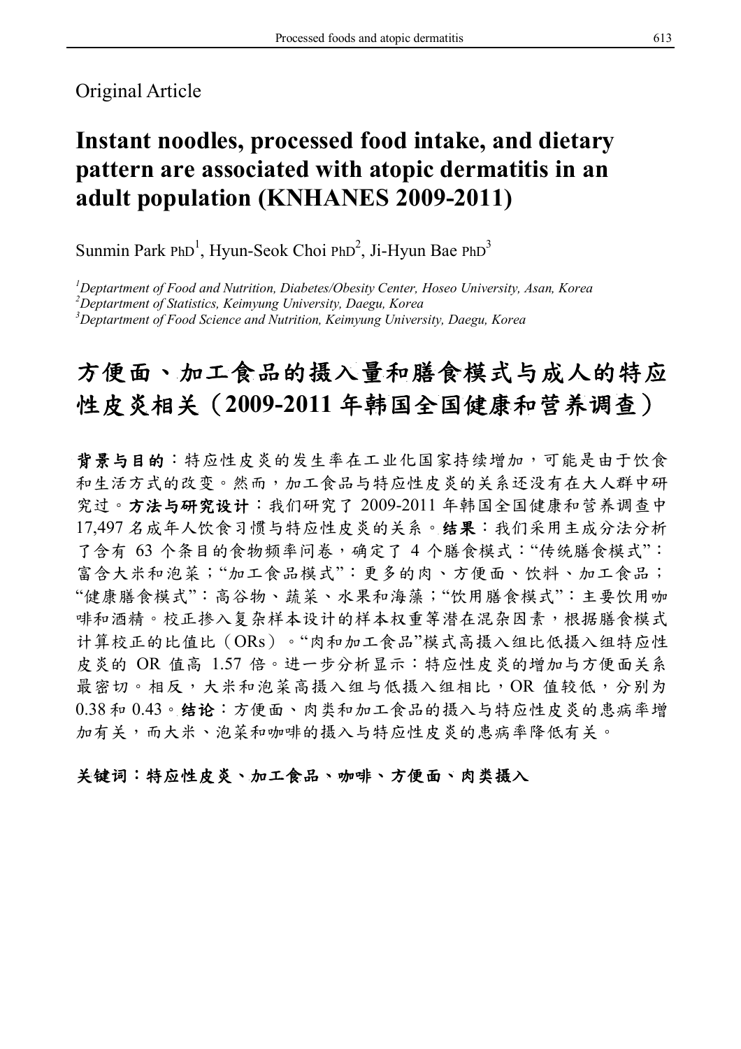Original Article

# Instant noodles, processed food intake, and dietary pattern are associated with atopic dermatitis in an adult population (KNHANES 2009-2011)

Sunmin Park PhD[1], Hyun-Seok Choi PhD[2], Ji-Hyun Bae PhD[3]

[1]*Deptartment of Food and Nutrition, Diabetes/Obesity Center, Hoseo University, Asan, Korea*
[2]*Deptartment of Statistics, Keimyung University, Daegu, Korea*
[3]*Deptartment of Food Science and Nutrition, Keimyung University, Daegu, Korea*

# 方便面、加工食品的摄入量和膳食模式与成人的特应性皮炎相关（2009-2011 年韩国全国健康和营养调查）

**背景与目的**：特应性皮炎的发生率在工业化国家持续增加，可能是由于饮食和生活方式的改变。然而，加工食品与特应性皮炎的关系还没有在大人群中研究过。**方法与研究设计**：我们研究了 2009-2011 年韩国全国健康和营养调查中 17,497 名成年人饮食习惯与特应性皮炎的关系。**结果**：我们采用主成分法分析了含有 63 个条目的食物频率问卷，确定了 4 个膳食模式："传统膳食模式"：富含大米和泡菜；"加工食品模式"：更多的肉、方便面、饮料、加工食品；"健康膳食模式"：高谷物、蔬菜、水果和海藻；"饮用膳食模式"：主要饮用咖啡和酒精。校正掺入复杂样本设计的样本权重等潜在混杂因素，根据膳食模式计算校正的比值比（ORs）。"肉和加工食品"模式高摄入组比低摄入组特应性皮炎的 OR 值高 1.57 倍。进一步分析显示：特应性皮炎的增加与方便面关系最密切。相反，大米和泡菜高摄入组与低摄入组相比，OR 值较低，分别为 0.38 和 0.43。**结论**：方便面、肉类和加工食品的摄入与特应性皮炎的患病率增加有关，而大米、泡菜和咖啡的摄入与特应性皮炎的患病率降低有关。

**关键词：特应性皮炎、加工食品、咖啡、方便面、肉类摄入**